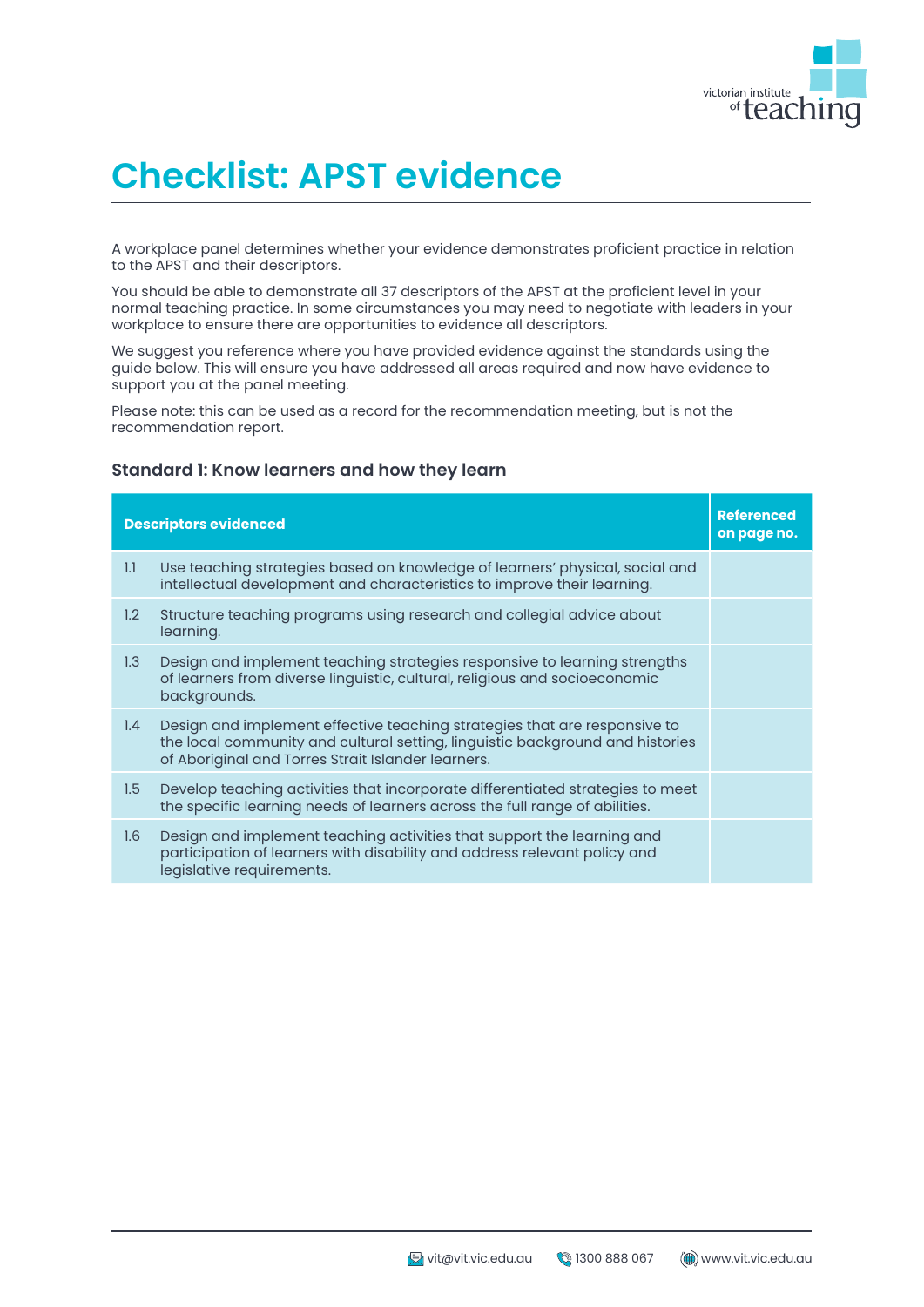# Checklist: APST evidence

A workplace panel determines whether your evidence demonstrates proficient practice in relation to the APST and their descriptors.

You should be able to demonstrate all 37 descriptors of the APST at the proficient level in your normal teaching practice. In some circumstances you may need to negotiate with leaders in your workplace to ensure there are opportunities to evidence all descriptors.

We suggest you reference where you have provided evidence against the standards using the guide below. This will ensure you have addressed all areas required and now have evidence to support you at the panel meeting.

Please note: this can be used as a record for the recommendation meeting, but is not the recommendation report.

### Standard 1: Know learners and how they learn

| Descriptors evidenced | | Referenced on page no. |
|---|---|---|
| 1.1 | Use teaching strategies based on knowledge of learners' physical, social and intellectual development and characteristics to improve their learning. | |
| 1.2 | Structure teaching programs using research and collegial advice about learning. | |
| 1.3 | Design and implement teaching strategies responsive to learning strengths of learners from diverse linguistic, cultural, religious and socioeconomic backgrounds. | |
| 1.4 | Design and implement effective teaching strategies that are responsive to the local community and cultural setting, linguistic background and histories of Aboriginal and Torres Strait Islander learners. | |
| 1.5 | Develop teaching activities that incorporate differentiated strategies to meet the specific learning needs of learners across the full range of abilities. | |
| 1.6 | Design and implement teaching activities that support the learning and participation of learners with disability and address relevant policy and legislative requirements. | |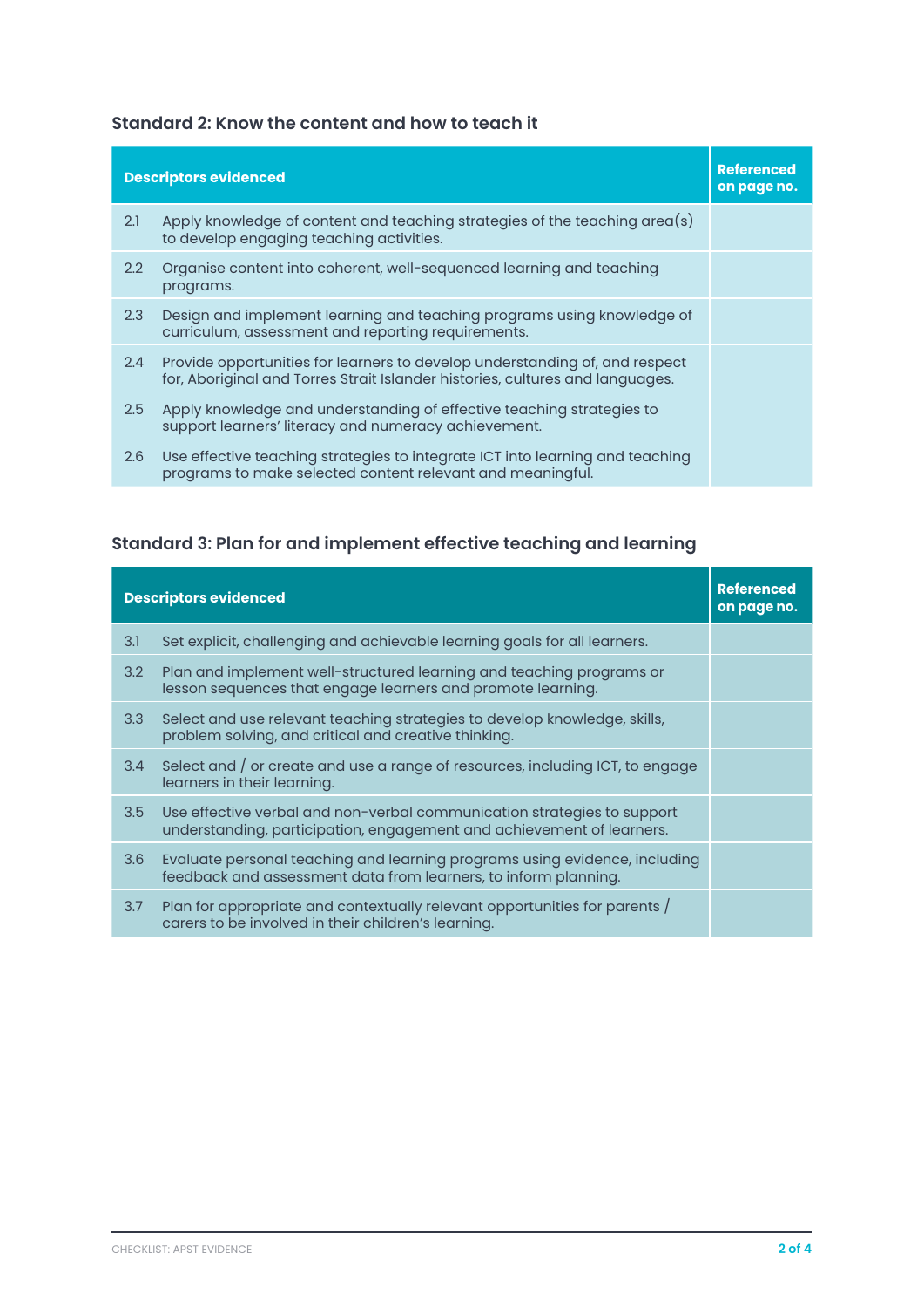### Standard 2: Know the content and how to teach it

| Descriptors evidenced | | Referenced on page no. |
|---|---|---|
| 2.1 | Apply knowledge of content and teaching strategies of the teaching area(s) to develop engaging teaching activities. | |
| 2.2 | Organise content into coherent, well-sequenced learning and teaching programs. | |
| 2.3 | Design and implement learning and teaching programs using knowledge of curriculum, assessment and reporting requirements. | |
| 2.4 | Provide opportunities for learners to develop understanding of, and respect for, Aboriginal and Torres Strait Islander histories, cultures and languages. | |
| 2.5 | Apply knowledge and understanding of effective teaching strategies to support learners' literacy and numeracy achievement. | |
| 2.6 | Use effective teaching strategies to integrate ICT into learning and teaching programs to make selected content relevant and meaningful. | |

### Standard 3: Plan for and implement effective teaching and learning

| Descriptors evidenced | | Referenced on page no. |
|---|---|---|
| 3.1 | Set explicit, challenging and achievable learning goals for all learners. | |
| 3.2 | Plan and implement well-structured learning and teaching programs or lesson sequences that engage learners and promote learning. | |
| 3.3 | Select and use relevant teaching strategies to develop knowledge, skills, problem solving, and critical and creative thinking. | |
| 3.4 | Select and / or create and use a range of resources, including ICT, to engage learners in their learning. | |
| 3.5 | Use effective verbal and non-verbal communication strategies to support understanding, participation, engagement and achievement of learners. | |
| 3.6 | Evaluate personal teaching and learning programs using evidence, including feedback and assessment data from learners, to inform planning. | |
| 3.7 | Plan for appropriate and contextually relevant opportunities for parents / carers to be involved in their children's learning. | |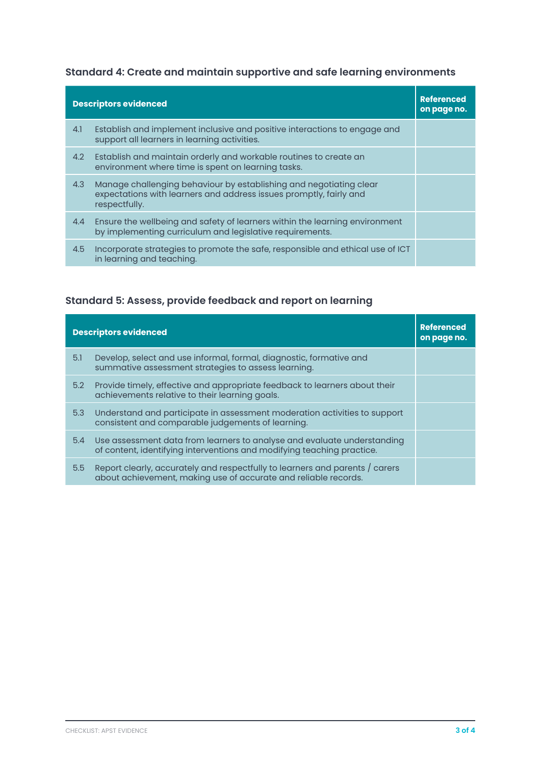### Standard 4: Create and maintain supportive and safe learning environments

| Descriptors evidenced | | Referenced on page no. |
|---|---|---|
| 4.1 | Establish and implement inclusive and positive interactions to engage and support all learners in learning activities. | |
| 4.2 | Establish and maintain orderly and workable routines to create an environment where time is spent on learning tasks. | |
| 4.3 | Manage challenging behaviour by establishing and negotiating clear expectations with learners and address issues promptly, fairly and respectfully. | |
| 4.4 | Ensure the wellbeing and safety of learners within the learning environment by implementing curriculum and legislative requirements. | |
| 4.5 | Incorporate strategies to promote the safe, responsible and ethical use of ICT in learning and teaching. | |

### Standard 5: Assess, provide feedback and report on learning

| Descriptors evidenced | | Referenced on page no. |
|---|---|---|
| 5.1 | Develop, select and use informal, formal, diagnostic, formative and summative assessment strategies to assess learning. | |
| 5.2 | Provide timely, effective and appropriate feedback to learners about their achievements relative to their learning goals. | |
| 5.3 | Understand and participate in assessment moderation activities to support consistent and comparable judgements of learning. | |
| 5.4 | Use assessment data from learners to analyse and evaluate understanding of content, identifying interventions and modifying teaching practice. | |
| 5.5 | Report clearly, accurately and respectfully to learners and parents / carers about achievement, making use of accurate and reliable records. | |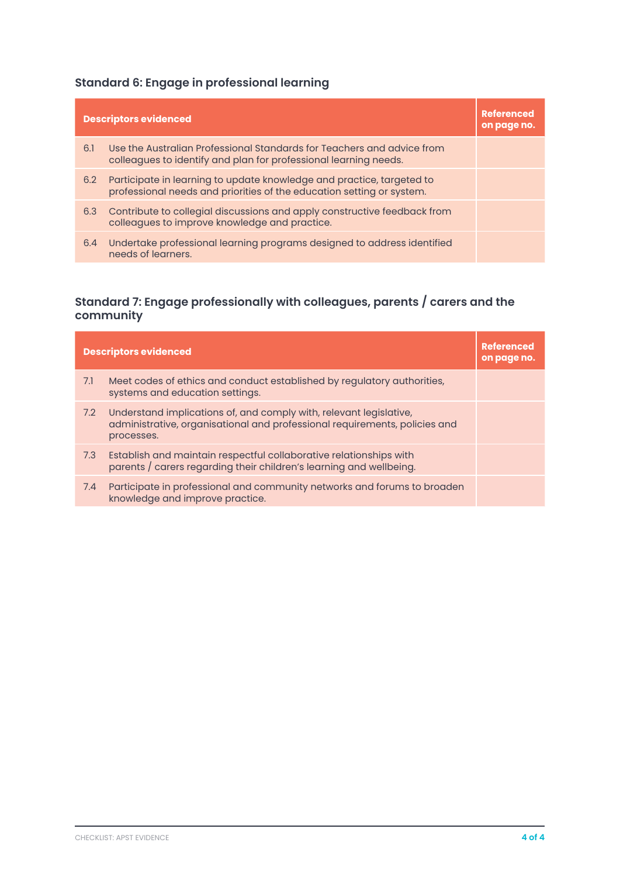### Standard 6: Engage in professional learning

| Descriptors evidenced | | Referenced on page no. |
|---|---|---|
| 6.1 | Use the Australian Professional Standards for Teachers and advice from colleagues to identify and plan for professional learning needs. | |
| 6.2 | Participate in learning to update knowledge and practice, targeted to professional needs and priorities of the education setting or system. | |
| 6.3 | Contribute to collegial discussions and apply constructive feedback from colleagues to improve knowledge and practice. | |
| 6.4 | Undertake professional learning programs designed to address identified needs of learners. | |

### Standard 7: Engage professionally with colleagues, parents / carers and the community

| Descriptors evidenced | | Referenced on page no. |
|---|---|---|
| 7.1 | Meet codes of ethics and conduct established by regulatory authorities, systems and education settings. | |
| 7.2 | Understand implications of, and comply with, relevant legislative, administrative, organisational and professional requirements, policies and processes. | |
| 7.3 | Establish and maintain respectful collaborative relationships with parents / carers regarding their children's learning and wellbeing. | |
| 7.4 | Participate in professional and community networks and forums to broaden knowledge and improve practice. | |